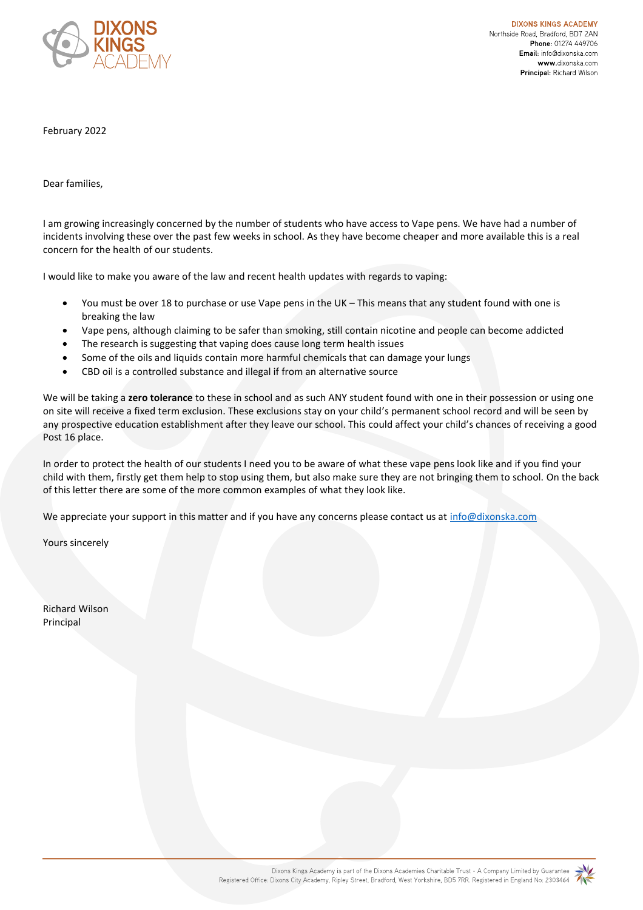**DIXONS KINGS ACADEMY**
Northside Road, Bradford, BD7 2AN
**Phone:** 01274 449706
**Email:** info@dixonska.com
**www**.dixonska.com
**Principal:** Richard Wilson

February 2022

Dear families,

I am growing increasingly concerned by the number of students who have access to Vape pens. We have had a number of incidents involving these over the past few weeks in school. As they have become cheaper and more available this is a real concern for the health of our students.

I would like to make you aware of the law and recent health updates with regards to vaping:

- You must be over 18 to purchase or use Vape pens in the UK – This means that any student found with one is breaking the law
- Vape pens, although claiming to be safer than smoking, still contain nicotine and people can become addicted
- The research is suggesting that vaping does cause long term health issues
- Some of the oils and liquids contain more harmful chemicals that can damage your lungs
- CBD oil is a controlled substance and illegal if from an alternative source

We will be taking a **zero tolerance** to these in school and as such ANY student found with one in their possession or using one on site will receive a fixed term exclusion. These exclusions stay on your child's permanent school record and will be seen by any prospective education establishment after they leave our school. This could affect your child's chances of receiving a good Post 16 place.

In order to protect the health of our students I need you to be aware of what these vape pens look like and if you find your child with them, firstly get them help to stop using them, but also make sure they are not bringing them to school. On the back of this letter there are some of the more common examples of what they look like.

We appreciate your support in this matter and if you have any concerns please contact us at info@dixonska.com

Yours sincerely

Richard Wilson
Principal

Dixons Kings Academy is part of the Dixons Academies Charitable Trust - A Company Limited by Guarantee
Registered Office: Dixons City Academy, Ripley Street, Bradford, West Yorkshire, BD5 7RR. Registered in England No: 2303464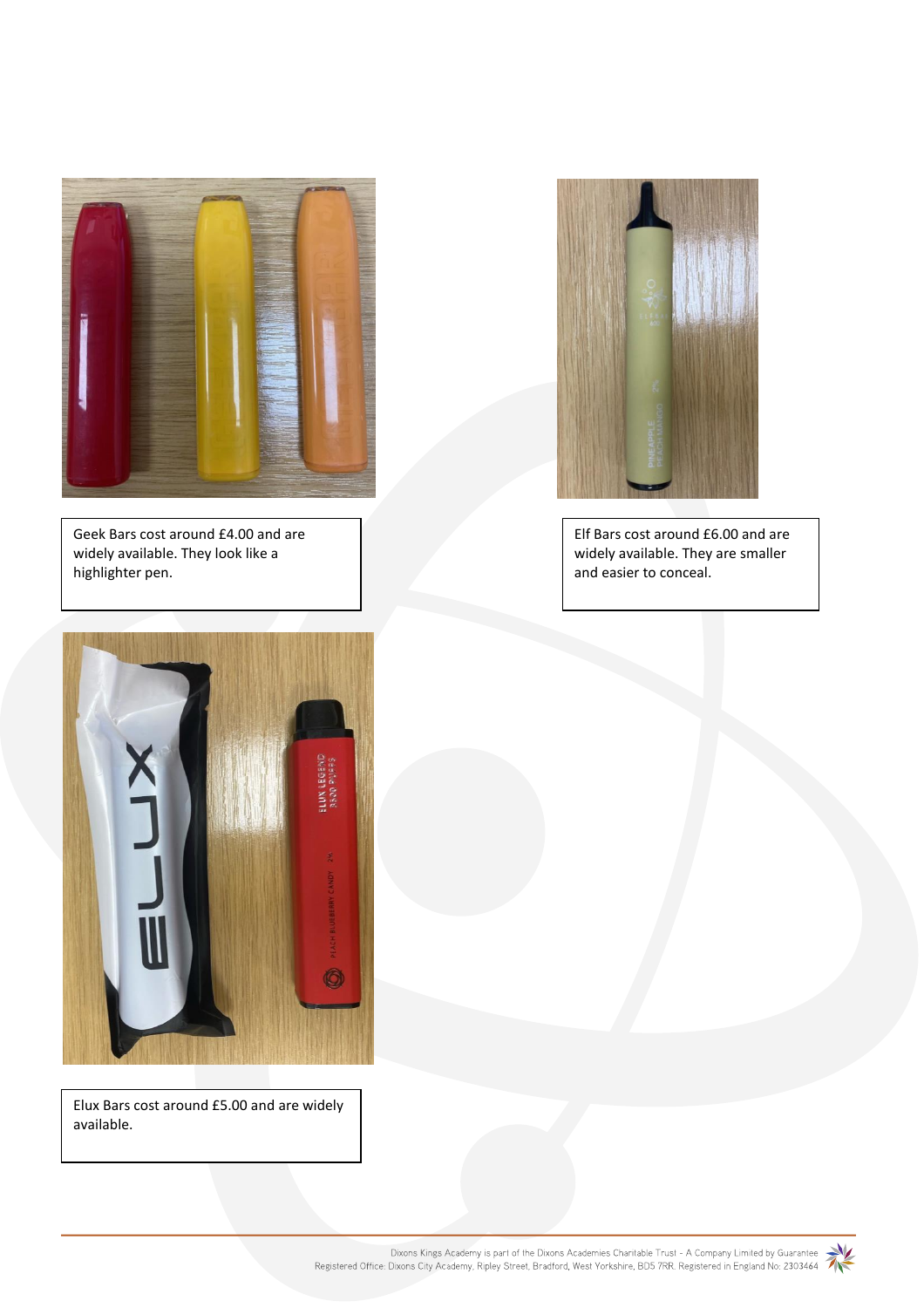Geek Bars cost around £4.00 and are widely available. They look like a highlighter pen.

Elf Bars cost around £6.00 and are widely available. They are smaller and easier to conceal.

Elux Bars cost around £5.00 and are widely available.

Dixons Kings Academy is part of the Dixons Academies Charitable Trust - A Company Limited by Guarantee
Registered Office: Dixons City Academy, Ripley Street, Bradford, West Yorkshire, BD5 7RR. Registered in England No: 2303464